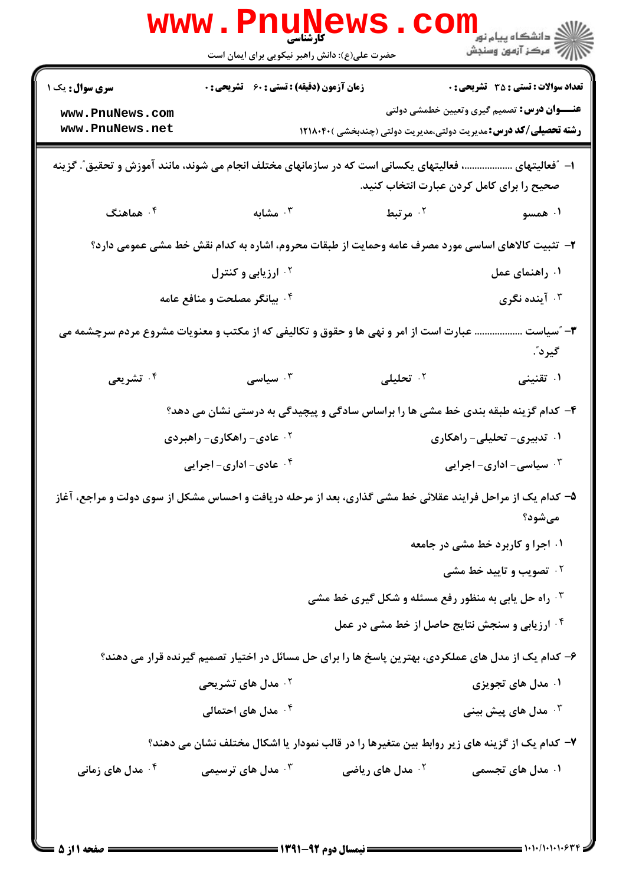کارشناسی

حضرت علی(ع): دانش راهبر نیکویی برای ایمان است

دانشگاه پیام نور
مرکز آزمون وسنجش

**سری سوال:** یک ۱

**زمان آزمون (دقیقه) : تستی : ۶۰ تشریحی : ۰**

**تعداد سوالات : تستی : ۳۵ تشریحی : ۰**

**عنـــوان درس:** تصمیم گیری وتعیین خطمشی دولتی

**رشته تحصیلی/کد درس:** مدیریت دولتی،مدیریت دولتی (چندبخشی )۱۲۱۸۰۴۰

۱- "فعالیتهای ..................، فعالیتهای یکسانی است که در سازمانهای مختلف انجام می شوند، مانند آموزش و تحقیق". گزینه صحیح را برای کامل کردن عبارت انتخاب کنید.

۱. همسو
۲. مرتبط
۳. مشابه
۴. هماهنگ

۲- تثبیت کالاهای اساسی مورد مصرف عامه وحمایت از طبقات محروم، اشاره به کدام نقش خط مشی عمومی دارد؟

۱. راهنمای عمل
۲. ارزیابی و کنترل
۳. آینده نگری
۴. بیانگر مصلحت و منافع عامه

۳- "سیاست .................. عبارت است از امر و نهی ها و حقوق و تکالیفی که از مکتب و معنویات مشروع مردم سرچشمه می گیرد".

۱. تقنینی
۲. تحلیلی
۳. سیاسی
۴. تشریعی

۴- کدام گزینه طبقه بندی خط مشی ها را براساس سادگی و پیچیدگی به درستی نشان می دهد؟

۱. تدبیری- تحلیلی- راهکاری
۲. عادی- راهکاری- راهبردی
۳. سیاسی- اداری- اجرایی
۴. عادی- اداری- اجرایی

۵- کدام یک از مراحل فرایند عقلائی خط مشی گذاری، بعد از مرحله دریافت و احساس مشکل از سوی دولت و مراجع، آغاز می‌شود؟

۱. اجرا و کاربرد خط مشی در جامعه
۲. تصویب و تایید خط مشی
۳. راه حل یابی به منظور رفع مسئله و شکل گیری خط مشی
۴. ارزیابی و سنجش نتایج حاصل از خط مشی در عمل

۶- کدام یک از مدل های عملکردی، بهترین پاسخ ها را برای حل مسائل در اختیار تصمیم گیرنده قرار می دهند؟

۱. مدل های تجویزی
۲. مدل های تشریحی
۳. مدل های پیش بینی
۴. مدل های احتمالی

۷- کدام یک از گزینه های زیر روابط بین متغیرها را در قالب نمودار یا اشکال مختلف نشان می دهند؟

۱. مدل های تجسمی
۲. مدل های ریاضی
۳. مدل های ترسیمی
۴. مدل های زمانی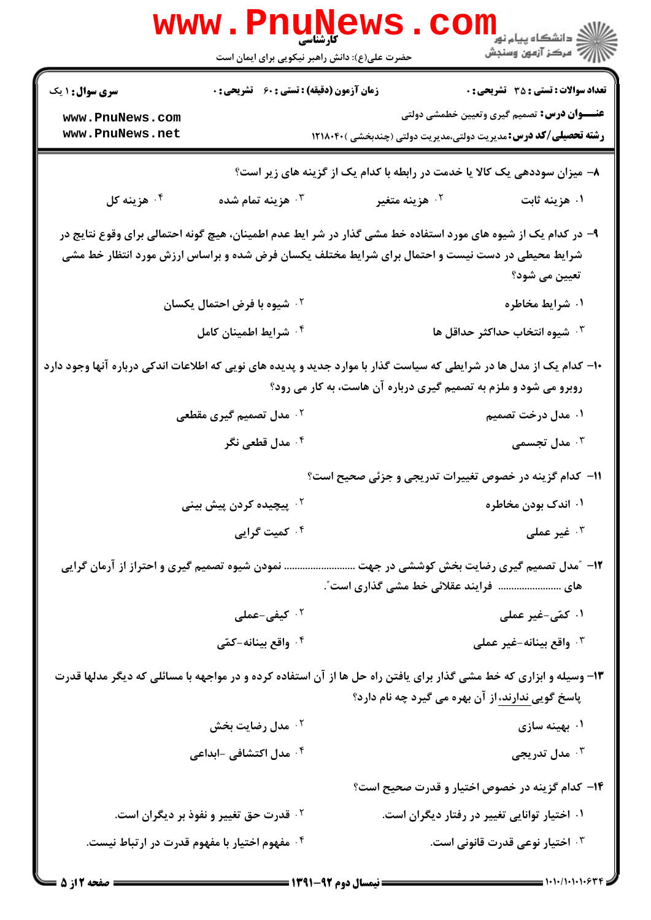۸- میزان سوددهی یک کالا یا خدمت در رابطه با کدام یک از گزینه های زیر است؟

۱. هزینه ثابت
۲. هزینه متغیر
۳. هزینه تمام شده
۴. هزینه کل

۹- در کدام یک از شیوه های مورد استفاده خط مشی گذار در شرایط عدم اطمینان، هیچ گونه احتمالی برای وقوع نتایج در شرایط محیطی در دست نیست و احتمال برای شرایط مختلف یکسان فرض شده و براساس ارزش مورد انتظار خط مشی تعیین می شود؟

۱. شرایط مخاطره
۲. شیوه با فرض احتمال یکسان
۳. شیوه انتخاب حداکثر حداقل ها
۴. شرایط اطمینان کامل

۱۰- کدام یک از مدل ها در شرایطی که سیاست گذار با موارد جدید و پدیده های نوینی که اطلاعات اندکی درباره آنها وجود دارد روبرو می شود و ملزم به تصمیم گیری درباره آن هاست، به کار می رود؟

۱. مدل درخت تصمیم
۲. مدل تصمیم گیری مقطعی
۳. مدل تجسمی
۴. مدل قطعی نگر

۱۱- کدام گزینه در خصوص تغییرات تدریجی و جزئی صحیح است؟

۱. اندک بودن مخاطره
۲. پیچیده کردن پیش بینی
۳. غیر عملی
۴. کمیت گرایی

۱۲- "مدل تصمیم گیری رضایت بخش کوششی در جهت ......................... نمودن شیوه تصمیم گیری و احتراز از آرمان گرایی های ......................... فرایند عقلائی خط مشی گذاری است".

۱. کمّی-غیر عملی
۲. کیفی-عملی
۳. واقع بینانه-غیر عملی
۴. واقع بینانه-کمّی

۱۳- وسیله و ابزاری که خط مشی گذار برای یافتن راه حل ها از آن استفاده کرده و در مواجهه با مسائلی که دیگر مدلها قدرت پاسخ گویی ندارند، از آن بهره می گیرد چه نام دارد؟

۱. بهینه سازی
۲. مدل رضایت بخش
۳. مدل تدریجی
۴. مدل اکتشافی -ابداعی

۱۴- کدام گزینه در خصوص اختیار و قدرت صحیح است؟

۱. اختیار توانایی تغییر در رفتار دیگران است.
۲. قدرت حق تغییر و نفوذ بر دیگران است.
۳. اختیار نوعی قدرت قانونی است.
۴. مفهوم اختیار با مفهوم قدرت در ارتباط نیست.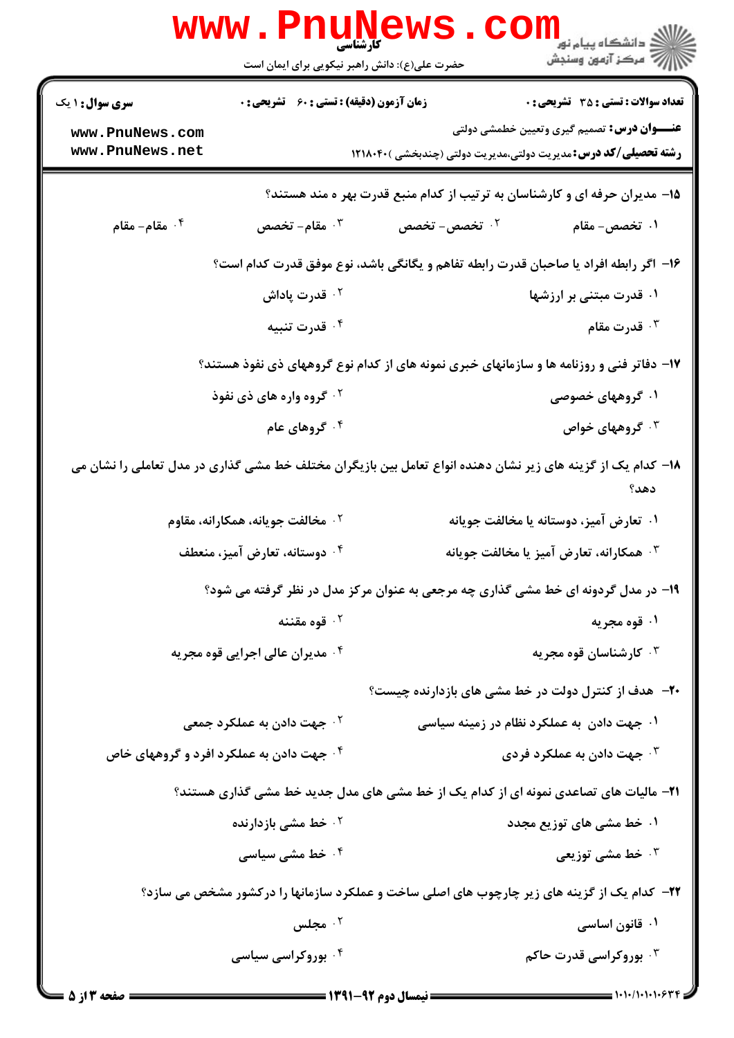**سری سؤال:** ۱ یک

**زمان آزمون (دقیقه) : تستی : ۶۰ تشریحی : ۰**

**تعداد سوالات : تستی : ۳۵ تشریحی : ۰**

**عنـــوان درس:** تصمیم گیری وتعیین خطمشی دولتی

**رشته تحصیلی/کد درس:** مدیریت دولتی،مدیریت دولتی (چندبخشی )۱۲۱۸۰۴۰

۱۵- مدیران حرفه ای و کارشناسان به ترتیب از کدام منبع قدرت بهر ه مند هستند؟

۱. تخصص- مقام
۲. تخصص- تخصص
۳. مقام- تخصص
۴. مقام- مقام

۱۶- اگر رابطه افراد با صاحبان قدرت رابطه تفاهم و یگانگی باشد، نوع موفق قدرت کدام است؟

۱. قدرت مبتنی بر ارزشها
۲. قدرت پاداش
۳. قدرت مقام
۴. قدرت تنبیه

۱۷- دفاتر فنی و روزنامه ها و سازمانهای خبری نمونه های از کدام نوع گروههای ذی نفوذ هستند؟

۱. گروههای خصوصی
۲. گروه واره های ذی نفوذ
۳. گروههای خواص
۴. گروهای عام

۱۸- کدام یک از گزینه های زیر نشان دهنده انواع تعامل بین بازیگران مختلف خط مشی گذاری در مدل تعاملی را نشان می دهد؟

۱. تعارض آمیز، دوستانه یا مخالفت جویانه
۲. مخالفت جویانه، همکارانه، مقاوم
۳. همکارانه، تعارض آمیز یا مخالفت جویانه
۴. دوستانه، تعارض آمیز، منعطف

۱۹- در مدل گردونه ای خط مشی گذاری چه مرجعی به عنوان مرکز مدل در نظر گرفته می شود؟

۱. قوه مجریه
۲. قوه مقننه
۳. کارشناسان قوه مجریه
۴. مدیران عالی اجرایی قوه مجریه

۲۰- هدف از کنترل دولت در خط مشی های بازدارنده چیست؟

۱. جهت دادن به عملکرد نظام در زمینه سیاسی
۲. جهت دادن به عملکرد جمعی
۳. جهت دادن به عملکرد فردی
۴. جهت دادن به عملکرد افرد و گروههای خاص

۲۱- مالیات های تصاعدی نمونه ای از کدام یک از خط مشی های مدل جدید خط مشی گذاری هستند؟

۱. خط مشی های توزیع مجدد
۲. خط مشی بازدارنده
۳. خط مشی توزیعی
۴. خط مشی سیاسی

۲۲- کدام یک از گزینه های زیر چارچوب های اصلی ساخت و عملکرد سازمانها را درکشور مشخص می سازد؟

۱. قانون اساسی
۲. مجلس
۳. بوروکراسی قدرت حاکم
۴. بوروکراسی سیاسی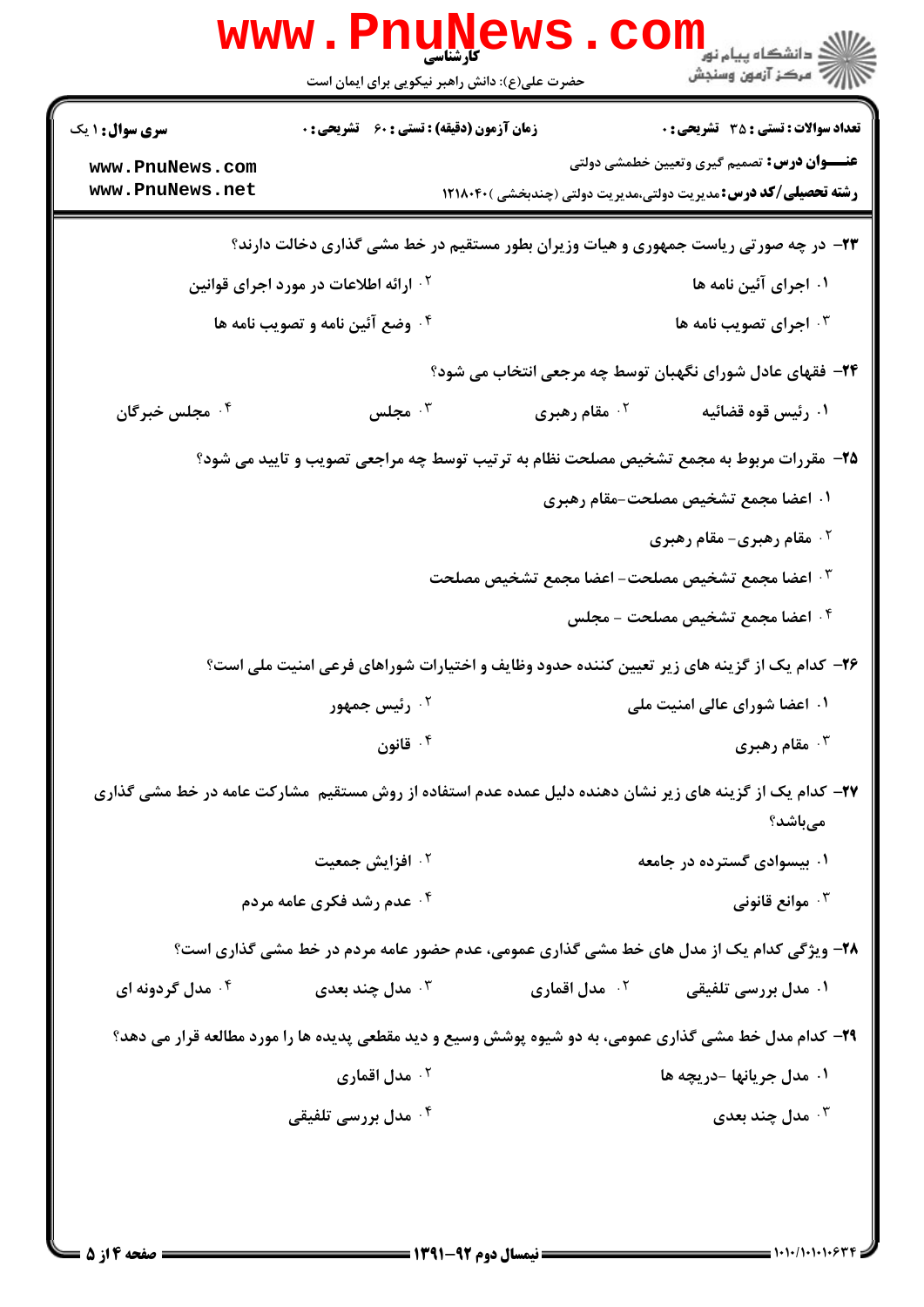**سری سوال:** ۱ یک　　**زمان آزمون (دقیقه) : تستی :** ۶۰ **تشریحی :** ۰　　**تعداد سوالات : تستی :** ۳۵ **تشریحی :** ۰

**عنـــوان درس:** تصمیم گیری وتعیین خطمشی دولتی

**رشته تحصیلی/کد درس:** مدیریت دولتی،مدیریت دولتی (چندبخشی )۱۲۱۸۰۴۰

۲۳- در چه صورتی ریاست جمهوری و هیات وزیران بطور مستقیم در خط مشی گذاری دخالت دارند؟

۱. اجرای آئین نامه ها

۲. ارائه اطلاعات در مورد اجرای قوانین

۳. اجرای تصویب نامه ها

۴. وضع آئین نامه و تصویب نامه ها

۲۴- فقهای عادل شورای نگهبان توسط چه مرجعی انتخاب می شود؟

۱. رئیس قوه قضائیه

۲. مقام رهبری

۳. مجلس

۴. مجلس خبرگان

۲۵- مقررات مربوط به مجمع تشخیص مصلحت نظام به ترتیب توسط چه مراجعی تصویب و تایید می شود؟

۱. اعضا مجمع تشخیص مصلحت–مقام رهبری

۲. مقام رهبری– مقام رهبری

۳. اعضا مجمع تشخیص مصلحت– اعضا مجمع تشخیص مصلحت

۴. اعضا مجمع تشخیص مصلحت – مجلس

۲۶- کدام یک از گزینه های زیر تعیین کننده حدود وظایف و اختیارات شوراهای فرعی امنیت ملی است؟

۱. اعضا شورای عالی امنیت ملی

۲. رئیس جمهور

۳. مقام رهبری

۴. قانون

۲۷- کدام یک از گزینه های زیر نشان دهنده دلیل عمده عدم استفاده از روش مستقیم مشارکت عامه در خط مشی گذاری می‌باشد؟

۱. بیسوادی گسترده در جامعه

۲. افزایش جمعیت

۳. موانع قانونی

۴. عدم رشد فکری عامه مردم

۲۸- ویژگی کدام یک از مدل های خط مشی گذاری عمومی، عدم حضور عامه مردم در خط مشی گذاری است؟

۱. مدل بررسی تلفیقی

۲. مدل اقماری

۳. مدل چند بعدی

۴. مدل گردونه ای

۲۹- کدام مدل خط مشی گذاری عمومی، به دو شیوه پوشش وسیع و دید مقطعی پدیده ها را مورد مطالعه قرار می دهد؟

۱. مدل جریانها –دریچه ها

۲. مدل اقماری

۳. مدل چند بعدی

۴. مدل بررسی تلفیقی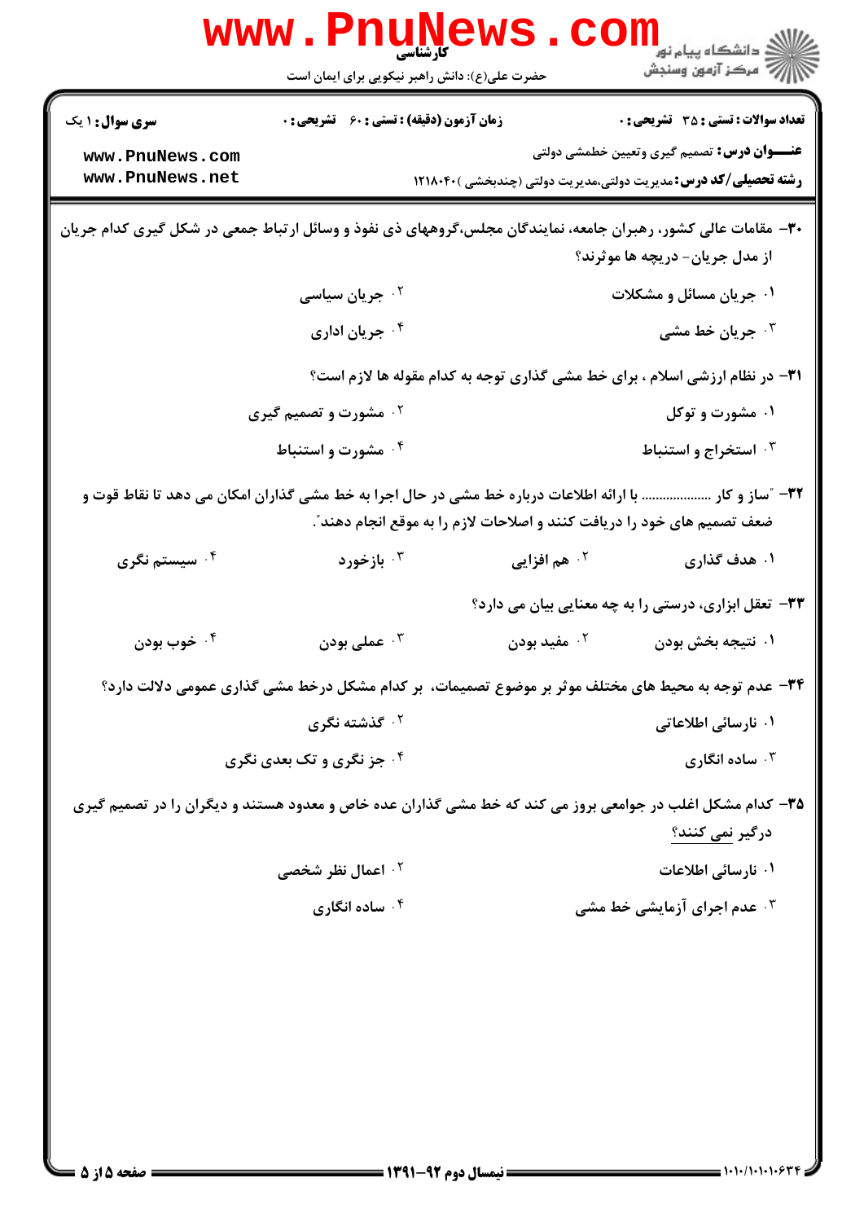۳۰- مقامات عالی کشور، رهبران جامعه، نمایندگان مجلس،گروههای ذی نفوذ و وسائل ارتباط جمعی در شکل گیری کدام جریان از مدل جریان- دریچه ها موثرند؟

۱. جریان مسائل و مشکلات

۲. جریان سیاسی

۳. جریان خط مشی

۴. جریان اداری

۳۱- در نظام ارزشی اسلام ، برای خط مشی گذاری توجه به کدام مقوله ها لازم است؟

۱. مشورت و توکل

۲. مشورت و تصمیم گیری

۳. استخراج و استنباط

۴. مشورت و استنباط

۳۲- "ساز و کار ................... با ارائه اطلاعات درباره خط مشی در حال اجرا به خط مشی گذاران امکان می دهد تا نقاط قوت و ضعف تصمیم های خود را دریافت کنند و اصلاحات لازم را به موقع انجام دهند".

۱. هدف گذاری

۲. هم افزایی

۳. بازخورد

۴. سیستم نگری

۳۳- تعقل ابزاری، درستی را به چه معنایی بیان می دارد؟

۱. نتیجه بخش بودن

۲. مفید بودن

۳. عملی بودن

۴. خوب بودن

۳۴- عدم توجه به محیط های مختلف موثر بر موضوع تصمیمات، بر کدام مشکل درخط مشی گذاری عمومی دلالت دارد؟

۱. نارسائی اطلاعاتی

۲. گذشته نگری

۳. ساده انگاری

۴. جز نگری و تک بعدی نگری

۳۵- کدام مشکل اغلب در جوامعی بروز می کند که خط مشی گذاران عده خاص و معدود هستند و دیگران را در تصمیم گیری درگیر نمی کنند؟

۱. نارسائی اطلاعات

۲. اعمال نظر شخصی

۳. عدم اجرای آزمایشی خط مشی

۴. ساده انگاری